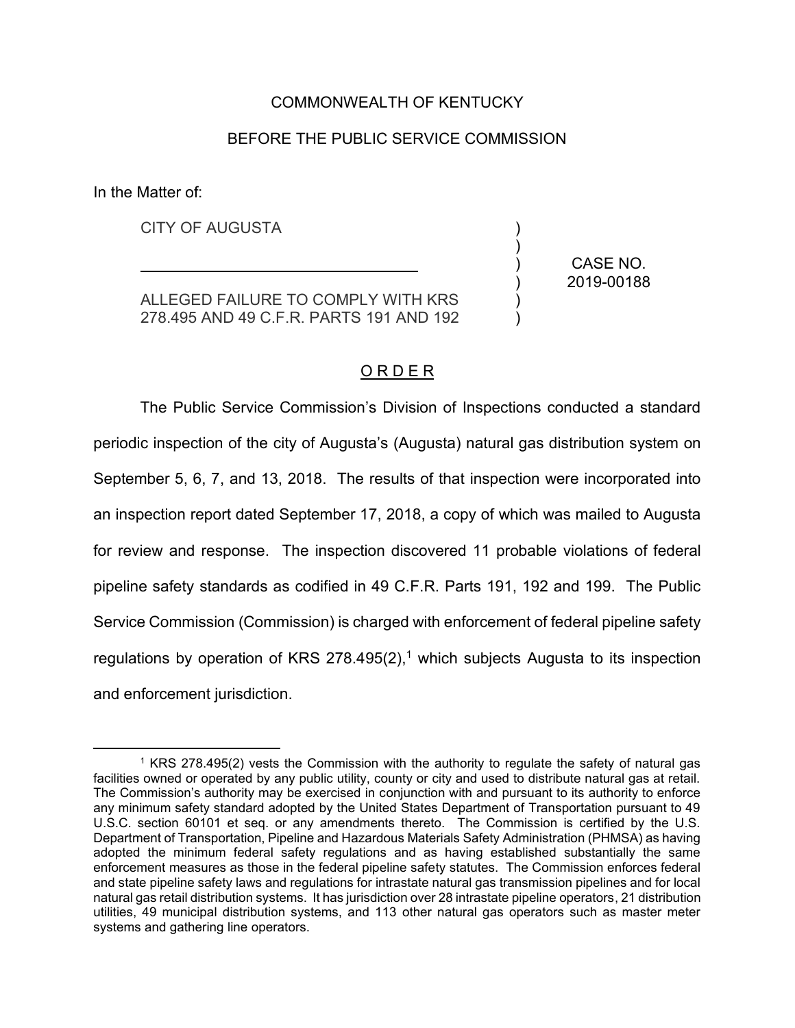COMMONWEALTH OF KENTUCKY

BEFORE THE PUBLIC SERVICE COMMISSION

In the Matter of:

| | | |
|---|---|---|
| CITY OF AUGUSTA<br><br>ALLEGED FAILURE TO COMPLY WITH KRS 278.495 AND 49 C.F.R. PARTS 191 AND 192 | ) | CASE NO. 2019-00188 |

# O R D E R

The Public Service Commission's Division of Inspections conducted a standard periodic inspection of the city of Augusta's (Augusta) natural gas distribution system on September 5, 6, 7, and 13, 2018. The results of that inspection were incorporated into an inspection report dated September 17, 2018, a copy of which was mailed to Augusta for review and response. The inspection discovered 11 probable violations of federal pipeline safety standards as codified in 49 C.F.R. Parts 191, 192 and 199. The Public Service Commission (Commission) is charged with enforcement of federal pipeline safety regulations by operation of KRS 278.495(2),[1] which subjects Augusta to its inspection and enforcement jurisdiction.

[1] KRS 278.495(2) vests the Commission with the authority to regulate the safety of natural gas facilities owned or operated by any public utility, county or city and used to distribute natural gas at retail. The Commission's authority may be exercised in conjunction with and pursuant to its authority to enforce any minimum safety standard adopted by the United States Department of Transportation pursuant to 49 U.S.C. section 60101 et seq. or any amendments thereto. The Commission is certified by the U.S. Department of Transportation, Pipeline and Hazardous Materials Safety Administration (PHMSA) as having adopted the minimum federal safety regulations and as having established substantially the same enforcement measures as those in the federal pipeline safety statutes. The Commission enforces federal and state pipeline safety laws and regulations for intrastate natural gas transmission pipelines and for local natural gas retail distribution systems. It has jurisdiction over 28 intrastate pipeline operators, 21 distribution utilities, 49 municipal distribution systems, and 113 other natural gas operators such as master meter systems and gathering line operators.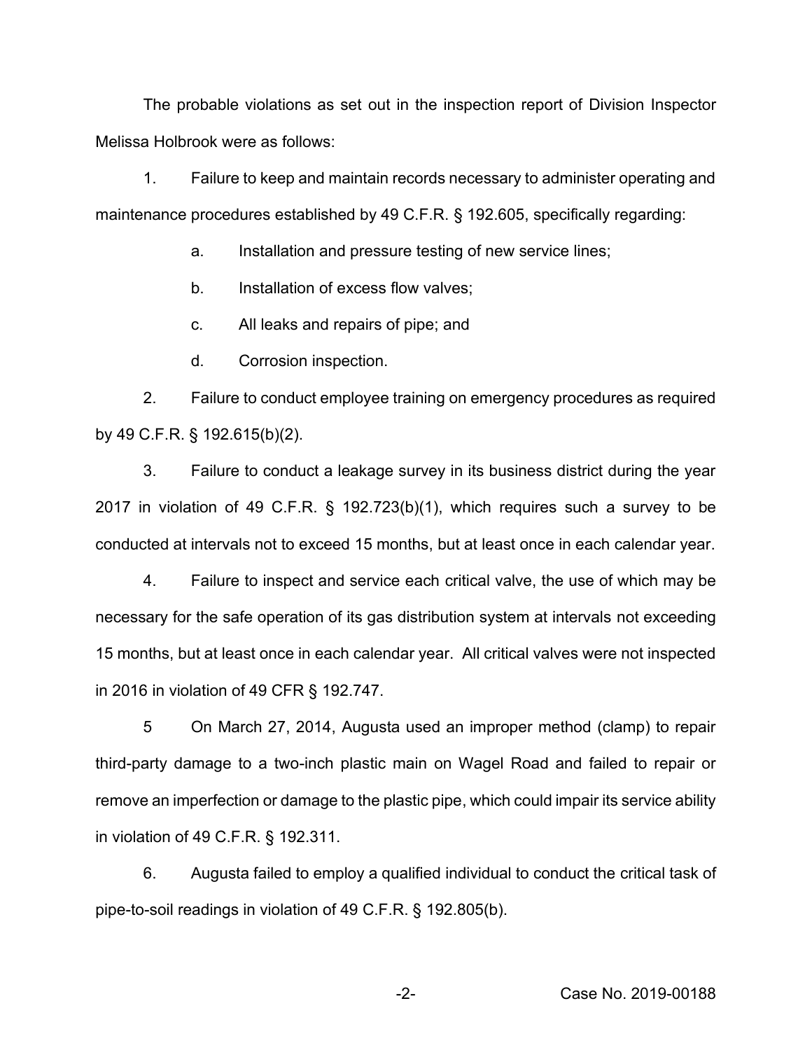The probable violations as set out in the inspection report of Division Inspector Melissa Holbrook were as follows:

1. Failure to keep and maintain records necessary to administer operating and maintenance procedures established by 49 C.F.R. § 192.605, specifically regarding:

   a. Installation and pressure testing of new service lines;

   b. Installation of excess flow valves;

   c. All leaks and repairs of pipe; and

   d. Corrosion inspection.

2. Failure to conduct employee training on emergency procedures as required by 49 C.F.R. § 192.615(b)(2).

3. Failure to conduct a leakage survey in its business district during the year 2017 in violation of 49 C.F.R. § 192.723(b)(1), which requires such a survey to be conducted at intervals not to exceed 15 months, but at least once in each calendar year.

4. Failure to inspect and service each critical valve, the use of which may be necessary for the safe operation of its gas distribution system at intervals not exceeding 15 months, but at least once in each calendar year. All critical valves were not inspected in 2016 in violation of 49 CFR § 192.747.

5 On March 27, 2014, Augusta used an improper method (clamp) to repair third-party damage to a two-inch plastic main on Wagel Road and failed to repair or remove an imperfection or damage to the plastic pipe, which could impair its service ability in violation of 49 C.F.R. § 192.311.

6. Augusta failed to employ a qualified individual to conduct the critical task of pipe-to-soil readings in violation of 49 C.F.R. § 192.805(b).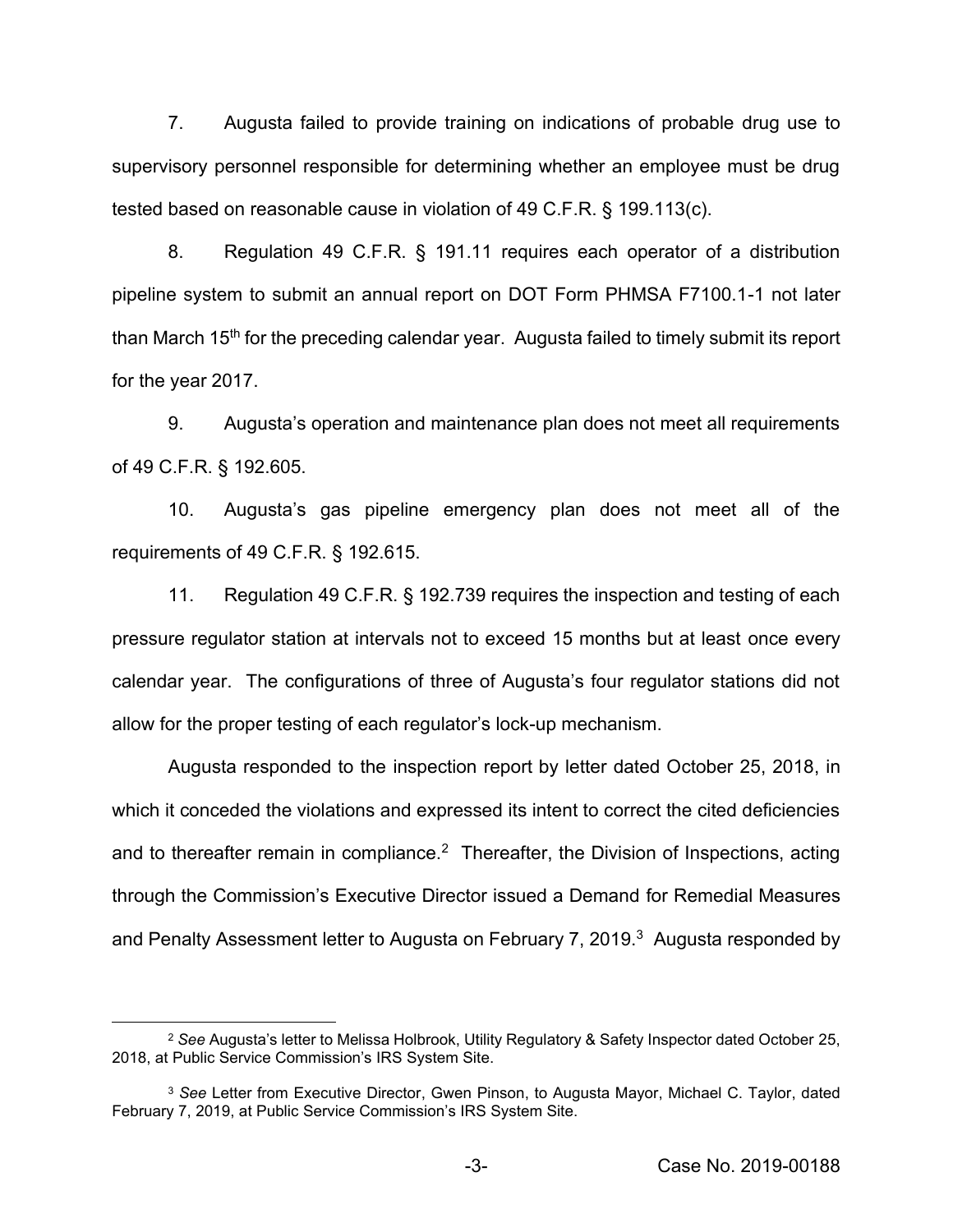7. Augusta failed to provide training on indications of probable drug use to supervisory personnel responsible for determining whether an employee must be drug tested based on reasonable cause in violation of 49 C.F.R. § 199.113(c).

8. Regulation 49 C.F.R. § 191.11 requires each operator of a distribution pipeline system to submit an annual report on DOT Form PHMSA F7100.1-1 not later than March 15th for the preceding calendar year. Augusta failed to timely submit its report for the year 2017.

9. Augusta's operation and maintenance plan does not meet all requirements of 49 C.F.R. § 192.605.

10. Augusta's gas pipeline emergency plan does not meet all of the requirements of 49 C.F.R. § 192.615.

11. Regulation 49 C.F.R. § 192.739 requires the inspection and testing of each pressure regulator station at intervals not to exceed 15 months but at least once every calendar year. The configurations of three of Augusta's four regulator stations did not allow for the proper testing of each regulator's lock-up mechanism.

Augusta responded to the inspection report by letter dated October 25, 2018, in which it conceded the violations and expressed its intent to correct the cited deficiencies and to thereafter remain in compliance.[2] Thereafter, the Division of Inspections, acting through the Commission's Executive Director issued a Demand for Remedial Measures and Penalty Assessment letter to Augusta on February 7, 2019.[3] Augusta responded by

[2] *See* Augusta's letter to Melissa Holbrook, Utility Regulatory & Safety Inspector dated October 25, 2018, at Public Service Commission's IRS System Site.

[3] *See* Letter from Executive Director, Gwen Pinson, to Augusta Mayor, Michael C. Taylor, dated February 7, 2019, at Public Service Commission's IRS System Site.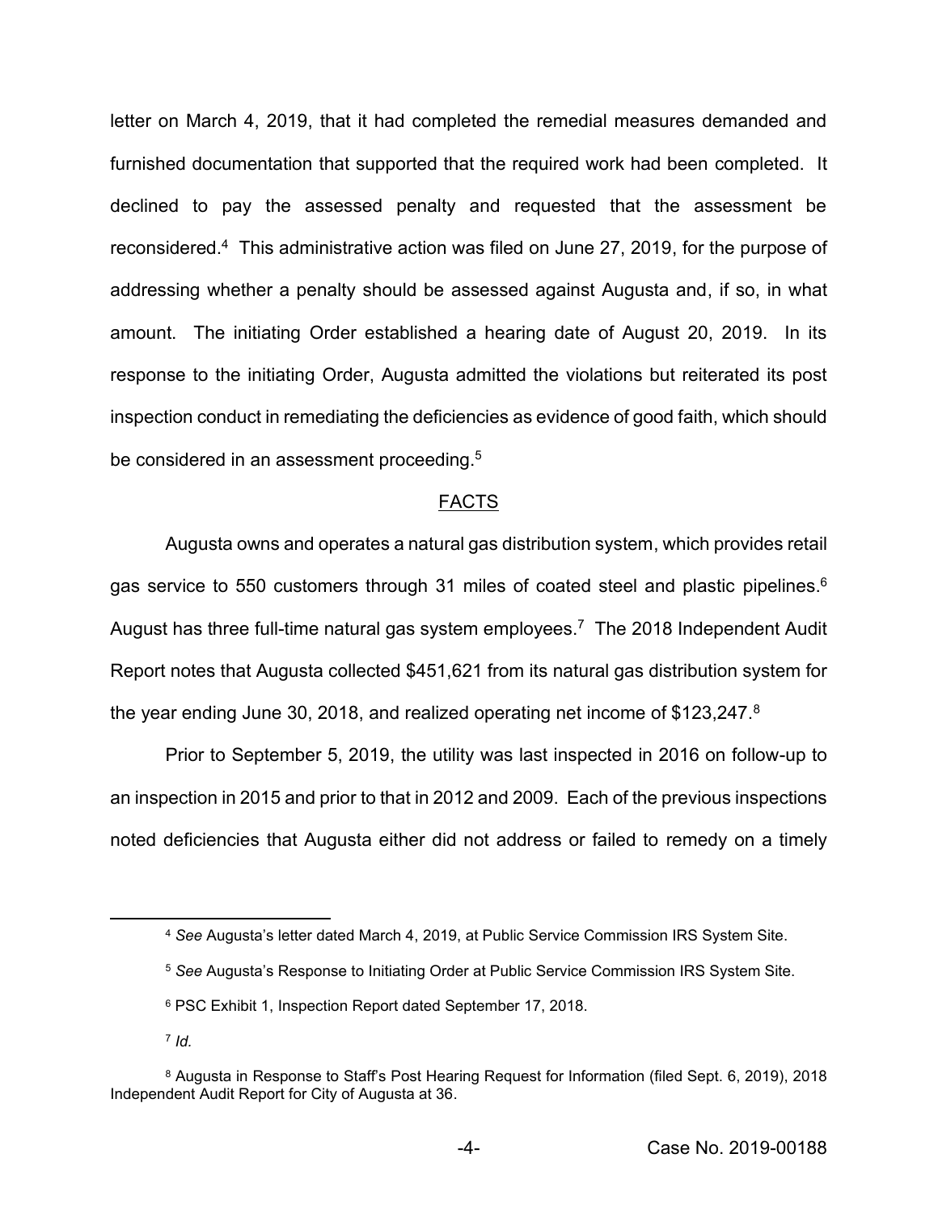letter on March 4, 2019, that it had completed the remedial measures demanded and furnished documentation that supported that the required work had been completed. It declined to pay the assessed penalty and requested that the assessment be reconsidered.[4] This administrative action was filed on June 27, 2019, for the purpose of addressing whether a penalty should be assessed against Augusta and, if so, in what amount. The initiating Order established a hearing date of August 20, 2019. In its response to the initiating Order, Augusta admitted the violations but reiterated its post inspection conduct in remediating the deficiencies as evidence of good faith, which should be considered in an assessment proceeding.[5]

## FACTS

Augusta owns and operates a natural gas distribution system, which provides retail gas service to 550 customers through 31 miles of coated steel and plastic pipelines.[6] August has three full-time natural gas system employees.[7] The 2018 Independent Audit Report notes that Augusta collected $451,621 from its natural gas distribution system for the year ending June 30, 2018, and realized operating net income of $123,247.[8]

Prior to September 5, 2019, the utility was last inspected in 2016 on follow-up to an inspection in 2015 and prior to that in 2012 and 2009. Each of the previous inspections noted deficiencies that Augusta either did not address or failed to remedy on a timely

---

[4] *See* Augusta's letter dated March 4, 2019, at Public Service Commission IRS System Site.

[5] *See* Augusta's Response to Initiating Order at Public Service Commission IRS System Site.

[6] PSC Exhibit 1, Inspection Report dated September 17, 2018.

[7] *Id.*

[8] Augusta in Response to Staff's Post Hearing Request for Information (filed Sept. 6, 2019), 2018 Independent Audit Report for City of Augusta at 36.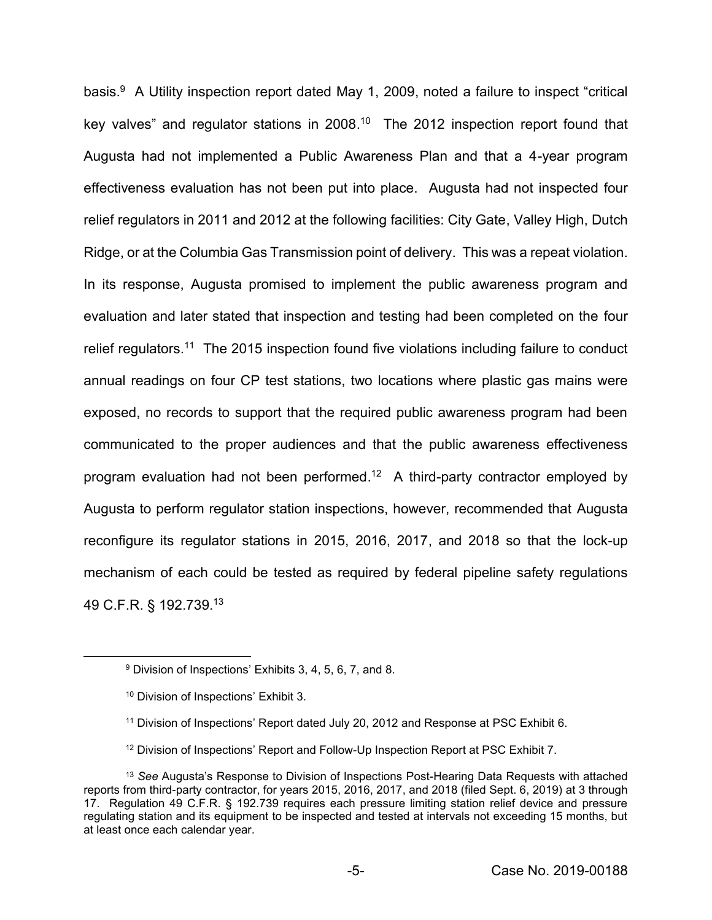basis.[9] A Utility inspection report dated May 1, 2009, noted a failure to inspect "critical key valves" and regulator stations in 2008.[10] The 2012 inspection report found that Augusta had not implemented a Public Awareness Plan and that a 4-year program effectiveness evaluation has not been put into place. Augusta had not inspected four relief regulators in 2011 and 2012 at the following facilities: City Gate, Valley High, Dutch Ridge, or at the Columbia Gas Transmission point of delivery. This was a repeat violation. In its response, Augusta promised to implement the public awareness program and evaluation and later stated that inspection and testing had been completed on the four relief regulators.[11] The 2015 inspection found five violations including failure to conduct annual readings on four CP test stations, two locations where plastic gas mains were exposed, no records to support that the required public awareness program had been communicated to the proper audiences and that the public awareness effectiveness program evaluation had not been performed.[12] A third-party contractor employed by Augusta to perform regulator station inspections, however, recommended that Augusta reconfigure its regulator stations in 2015, 2016, 2017, and 2018 so that the lock-up mechanism of each could be tested as required by federal pipeline safety regulations 49 C.F.R. § 192.739.[13]

[9] Division of Inspections' Exhibits 3, 4, 5, 6, 7, and 8.

[10] Division of Inspections' Exhibit 3.

[11] Division of Inspections' Report dated July 20, 2012 and Response at PSC Exhibit 6.

[12] Division of Inspections' Report and Follow-Up Inspection Report at PSC Exhibit 7.

[13] *See* Augusta's Response to Division of Inspections Post-Hearing Data Requests with attached reports from third-party contractor, for years 2015, 2016, 2017, and 2018 (filed Sept. 6, 2019) at 3 through 17. Regulation 49 C.F.R. § 192.739 requires each pressure limiting station relief device and pressure regulating station and its equipment to be inspected and tested at intervals not exceeding 15 months, but at least once each calendar year.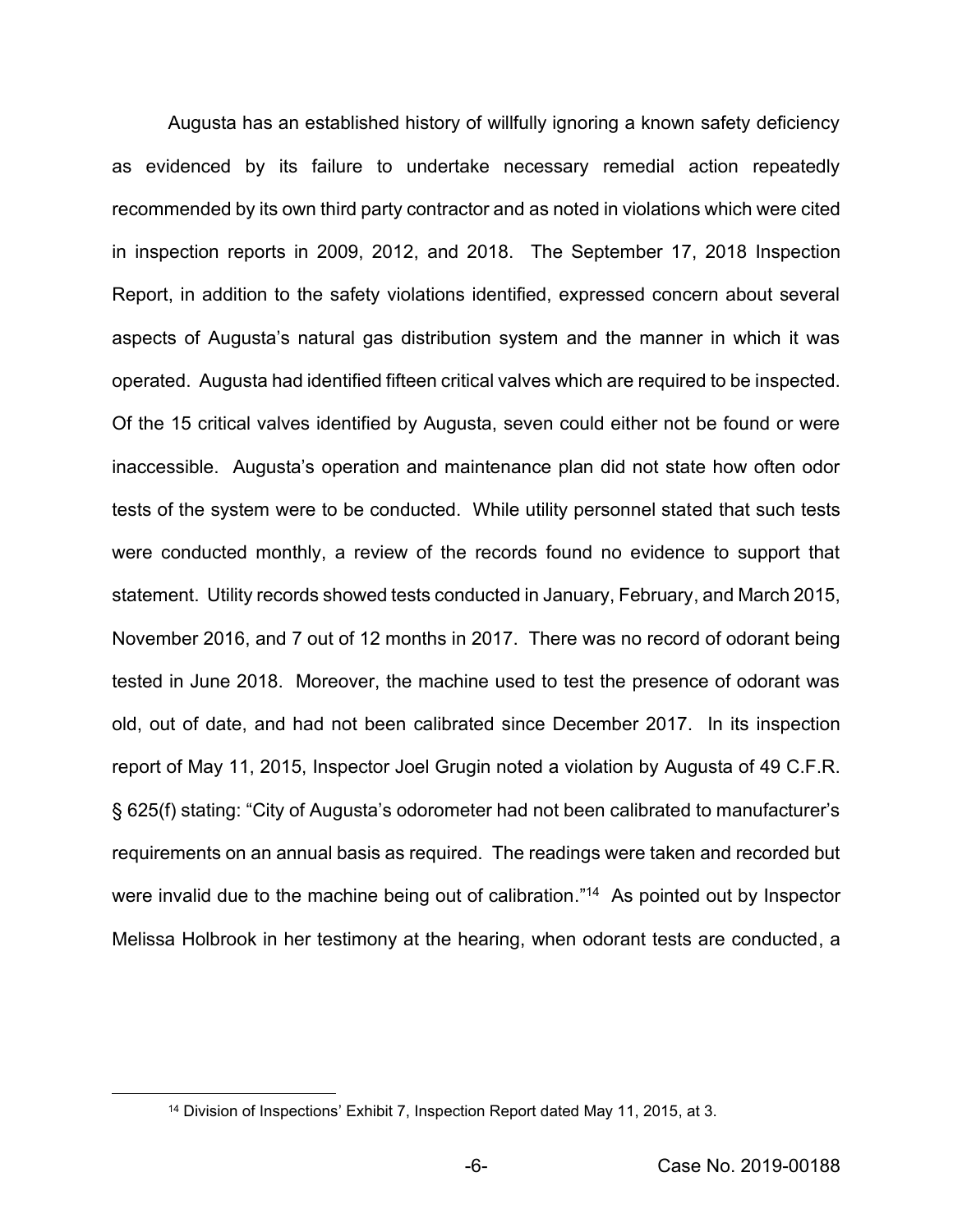Augusta has an established history of willfully ignoring a known safety deficiency as evidenced by its failure to undertake necessary remedial action repeatedly recommended by its own third party contractor and as noted in violations which were cited in inspection reports in 2009, 2012, and 2018. The September 17, 2018 Inspection Report, in addition to the safety violations identified, expressed concern about several aspects of Augusta's natural gas distribution system and the manner in which it was operated. Augusta had identified fifteen critical valves which are required to be inspected. Of the 15 critical valves identified by Augusta, seven could either not be found or were inaccessible. Augusta's operation and maintenance plan did not state how often odor tests of the system were to be conducted. While utility personnel stated that such tests were conducted monthly, a review of the records found no evidence to support that statement. Utility records showed tests conducted in January, February, and March 2015, November 2016, and 7 out of 12 months in 2017. There was no record of odorant being tested in June 2018. Moreover, the machine used to test the presence of odorant was old, out of date, and had not been calibrated since December 2017. In its inspection report of May 11, 2015, Inspector Joel Grugin noted a violation by Augusta of 49 C.F.R. § 625(f) stating: "City of Augusta's odorometer had not been calibrated to manufacturer's requirements on an annual basis as required. The readings were taken and recorded but were invalid due to the machine being out of calibration."[14] As pointed out by Inspector Melissa Holbrook in her testimony at the hearing, when odorant tests are conducted, a

[14] Division of Inspections' Exhibit 7, Inspection Report dated May 11, 2015, at 3.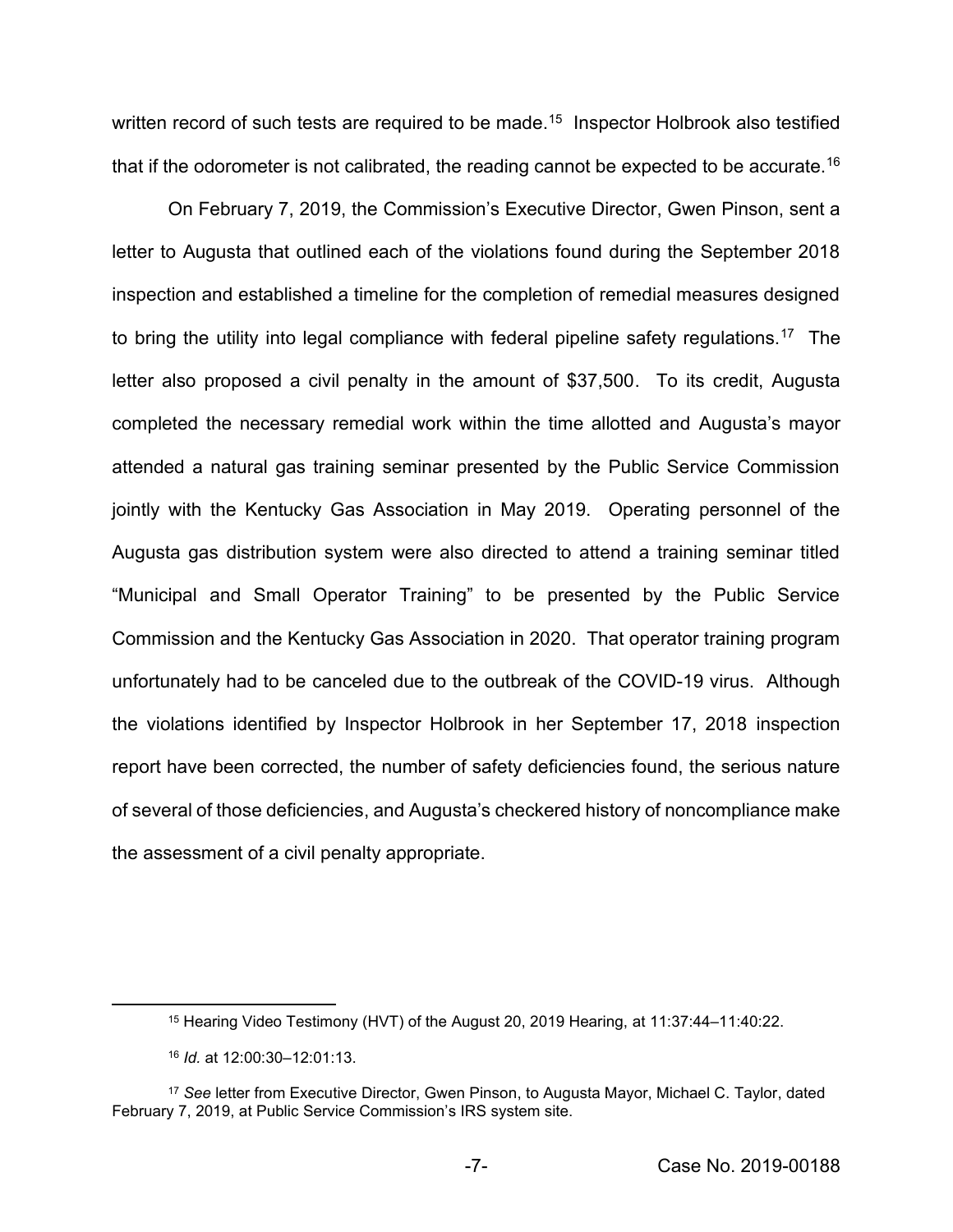written record of such tests are required to be made.[15] Inspector Holbrook also testified that if the odorometer is not calibrated, the reading cannot be expected to be accurate.[16]

On February 7, 2019, the Commission's Executive Director, Gwen Pinson, sent a letter to Augusta that outlined each of the violations found during the September 2018 inspection and established a timeline for the completion of remedial measures designed to bring the utility into legal compliance with federal pipeline safety regulations.[17] The letter also proposed a civil penalty in the amount of $37,500. To its credit, Augusta completed the necessary remedial work within the time allotted and Augusta's mayor attended a natural gas training seminar presented by the Public Service Commission jointly with the Kentucky Gas Association in May 2019. Operating personnel of the Augusta gas distribution system were also directed to attend a training seminar titled "Municipal and Small Operator Training" to be presented by the Public Service Commission and the Kentucky Gas Association in 2020. That operator training program unfortunately had to be canceled due to the outbreak of the COVID-19 virus. Although the violations identified by Inspector Holbrook in her September 17, 2018 inspection report have been corrected, the number of safety deficiencies found, the serious nature of several of those deficiencies, and Augusta's checkered history of noncompliance make the assessment of a civil penalty appropriate.

---

[15] Hearing Video Testimony (HVT) of the August 20, 2019 Hearing, at 11:37:44–11:40:22.

[16] *Id.* at 12:00:30–12:01:13.

[17] *See* letter from Executive Director, Gwen Pinson, to Augusta Mayor, Michael C. Taylor, dated February 7, 2019, at Public Service Commission's IRS system site.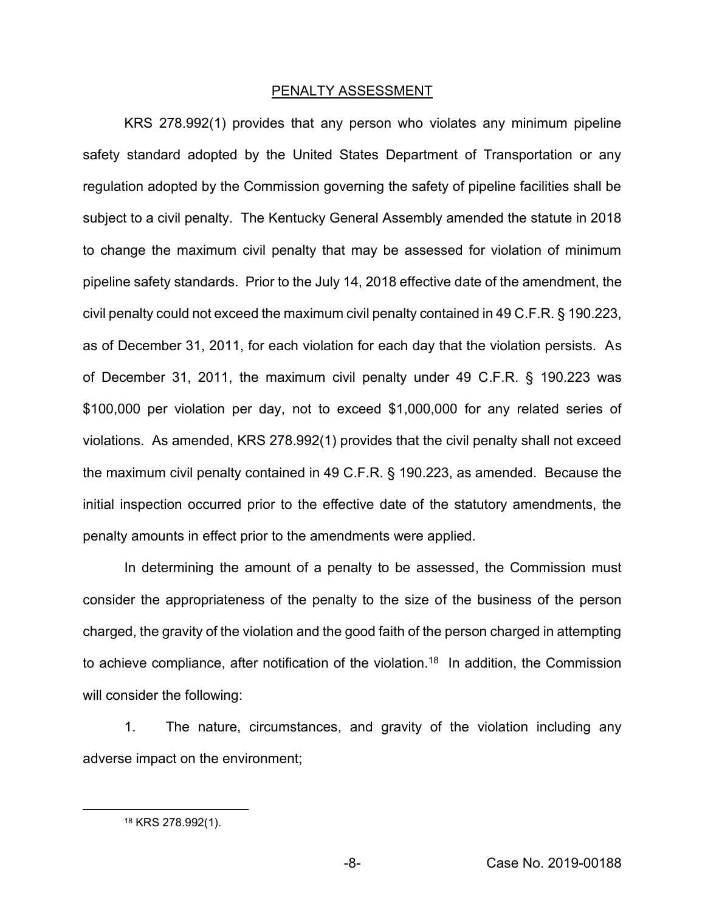## PENALTY ASSESSMENT

KRS 278.992(1) provides that any person who violates any minimum pipeline safety standard adopted by the United States Department of Transportation or any regulation adopted by the Commission governing the safety of pipeline facilities shall be subject to a civil penalty. The Kentucky General Assembly amended the statute in 2018 to change the maximum civil penalty that may be assessed for violation of minimum pipeline safety standards. Prior to the July 14, 2018 effective date of the amendment, the civil penalty could not exceed the maximum civil penalty contained in 49 C.F.R. § 190.223, as of December 31, 2011, for each violation for each day that the violation persists. As of December 31, 2011, the maximum civil penalty under 49 C.F.R. § 190.223 was $100,000 per violation per day, not to exceed $1,000,000 for any related series of violations. As amended, KRS 278.992(1) provides that the civil penalty shall not exceed the maximum civil penalty contained in 49 C.F.R. § 190.223, as amended. Because the initial inspection occurred prior to the effective date of the statutory amendments, the penalty amounts in effect prior to the amendments were applied.

In determining the amount of a penalty to be assessed, the Commission must consider the appropriateness of the penalty to the size of the business of the person charged, the gravity of the violation and the good faith of the person charged in attempting to achieve compliance, after notification of the violation.[18] In addition, the Commission will consider the following:

1. The nature, circumstances, and gravity of the violation including any adverse impact on the environment;

[18] KRS 278.992(1).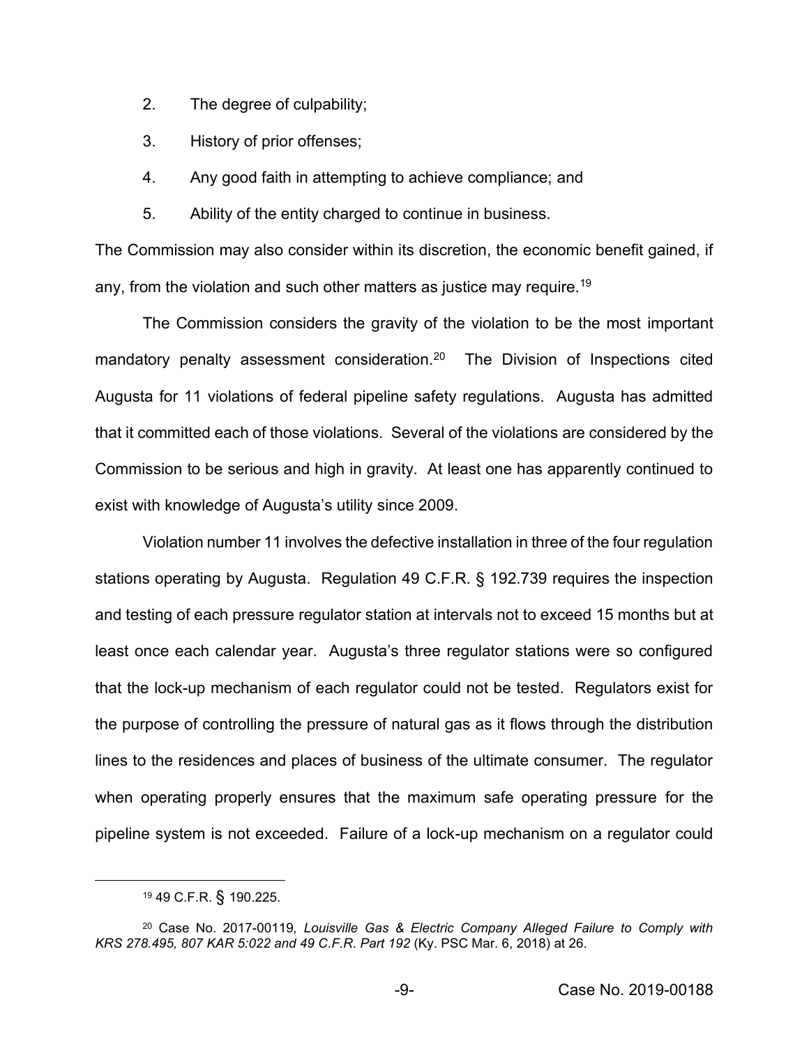2. The degree of culpability;

3. History of prior offenses;

4. Any good faith in attempting to achieve compliance; and

5. Ability of the entity charged to continue in business.

The Commission may also consider within its discretion, the economic benefit gained, if any, from the violation and such other matters as justice may require.[19]

The Commission considers the gravity of the violation to be the most important mandatory penalty assessment consideration.[20] The Division of Inspections cited Augusta for 11 violations of federal pipeline safety regulations. Augusta has admitted that it committed each of those violations. Several of the violations are considered by the Commission to be serious and high in gravity. At least one has apparently continued to exist with knowledge of Augusta's utility since 2009.

Violation number 11 involves the defective installation in three of the four regulation stations operating by Augusta. Regulation 49 C.F.R. § 192.739 requires the inspection and testing of each pressure regulator station at intervals not to exceed 15 months but at least once each calendar year. Augusta's three regulator stations were so configured that the lock-up mechanism of each regulator could not be tested. Regulators exist for the purpose of controlling the pressure of natural gas as it flows through the distribution lines to the residences and places of business of the ultimate consumer. The regulator when operating properly ensures that the maximum safe operating pressure for the pipeline system is not exceeded. Failure of a lock-up mechanism on a regulator could

---

[19] 49 C.F.R. § 190.225.

[20] Case No. 2017-00119, *Louisville Gas & Electric Company Alleged Failure to Comply with KRS 278.495, 807 KAR 5:022 and 49 C.F.R. Part 192* (Ky. PSC Mar. 6, 2018) at 26.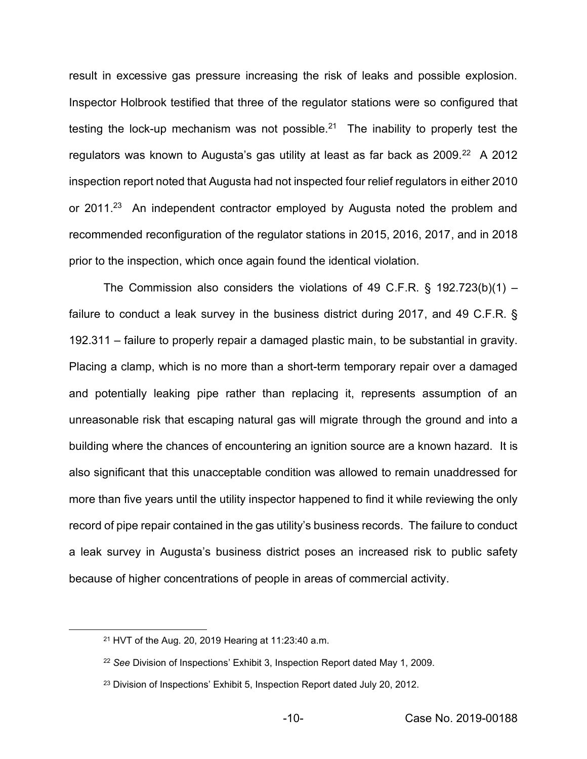result in excessive gas pressure increasing the risk of leaks and possible explosion. Inspector Holbrook testified that three of the regulator stations were so configured that testing the lock-up mechanism was not possible.[21] The inability to properly test the regulators was known to Augusta's gas utility at least as far back as 2009.[22] A 2012 inspection report noted that Augusta had not inspected four relief regulators in either 2010 or 2011.[23] An independent contractor employed by Augusta noted the problem and recommended reconfiguration of the regulator stations in 2015, 2016, 2017, and in 2018 prior to the inspection, which once again found the identical violation.

The Commission also considers the violations of 49 C.F.R. § 192.723(b)(1) – failure to conduct a leak survey in the business district during 2017, and 49 C.F.R. § 192.311 – failure to properly repair a damaged plastic main, to be substantial in gravity. Placing a clamp, which is no more than a short-term temporary repair over a damaged and potentially leaking pipe rather than replacing it, represents assumption of an unreasonable risk that escaping natural gas will migrate through the ground and into a building where the chances of encountering an ignition source are a known hazard. It is also significant that this unacceptable condition was allowed to remain unaddressed for more than five years until the utility inspector happened to find it while reviewing the only record of pipe repair contained in the gas utility's business records. The failure to conduct a leak survey in Augusta's business district poses an increased risk to public safety because of higher concentrations of people in areas of commercial activity.

[21] HVT of the Aug. 20, 2019 Hearing at 11:23:40 a.m.

[22] *See* Division of Inspections' Exhibit 3, Inspection Report dated May 1, 2009.

[23] Division of Inspections' Exhibit 5, Inspection Report dated July 20, 2012.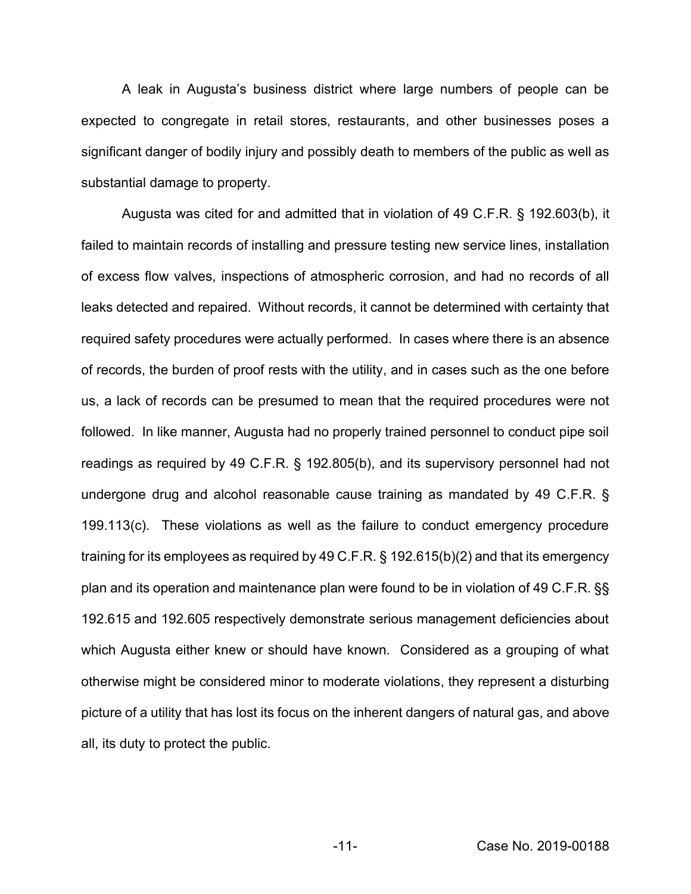A leak in Augusta's business district where large numbers of people can be expected to congregate in retail stores, restaurants, and other businesses poses a significant danger of bodily injury and possibly death to members of the public as well as substantial damage to property.

Augusta was cited for and admitted that in violation of 49 C.F.R. § 192.603(b), it failed to maintain records of installing and pressure testing new service lines, installation of excess flow valves, inspections of atmospheric corrosion, and had no records of all leaks detected and repaired. Without records, it cannot be determined with certainty that required safety procedures were actually performed. In cases where there is an absence of records, the burden of proof rests with the utility, and in cases such as the one before us, a lack of records can be presumed to mean that the required procedures were not followed. In like manner, Augusta had no properly trained personnel to conduct pipe soil readings as required by 49 C.F.R. § 192.805(b), and its supervisory personnel had not undergone drug and alcohol reasonable cause training as mandated by 49 C.F.R. § 199.113(c). These violations as well as the failure to conduct emergency procedure training for its employees as required by 49 C.F.R. § 192.615(b)(2) and that its emergency plan and its operation and maintenance plan were found to be in violation of 49 C.F.R. §§ 192.615 and 192.605 respectively demonstrate serious management deficiencies about which Augusta either knew or should have known. Considered as a grouping of what otherwise might be considered minor to moderate violations, they represent a disturbing picture of a utility that has lost its focus on the inherent dangers of natural gas, and above all, its duty to protect the public.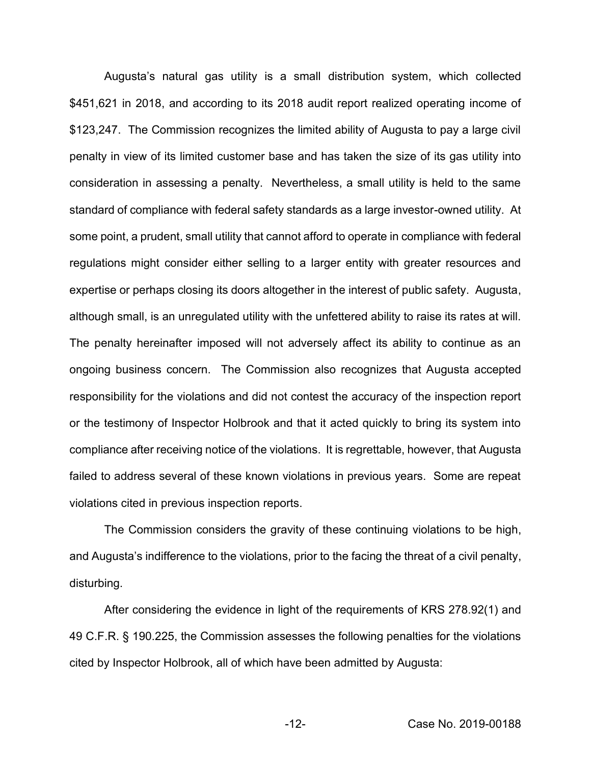Augusta's natural gas utility is a small distribution system, which collected $451,621 in 2018, and according to its 2018 audit report realized operating income of $123,247. The Commission recognizes the limited ability of Augusta to pay a large civil penalty in view of its limited customer base and has taken the size of its gas utility into consideration in assessing a penalty. Nevertheless, a small utility is held to the same standard of compliance with federal safety standards as a large investor-owned utility. At some point, a prudent, small utility that cannot afford to operate in compliance with federal regulations might consider either selling to a larger entity with greater resources and expertise or perhaps closing its doors altogether in the interest of public safety. Augusta, although small, is an unregulated utility with the unfettered ability to raise its rates at will. The penalty hereinafter imposed will not adversely affect its ability to continue as an ongoing business concern. The Commission also recognizes that Augusta accepted responsibility for the violations and did not contest the accuracy of the inspection report or the testimony of Inspector Holbrook and that it acted quickly to bring its system into compliance after receiving notice of the violations. It is regrettable, however, that Augusta failed to address several of these known violations in previous years. Some are repeat violations cited in previous inspection reports.

The Commission considers the gravity of these continuing violations to be high, and Augusta's indifference to the violations, prior to the facing the threat of a civil penalty, disturbing.

After considering the evidence in light of the requirements of KRS 278.92(1) and 49 C.F.R. § 190.225, the Commission assesses the following penalties for the violations cited by Inspector Holbrook, all of which have been admitted by Augusta: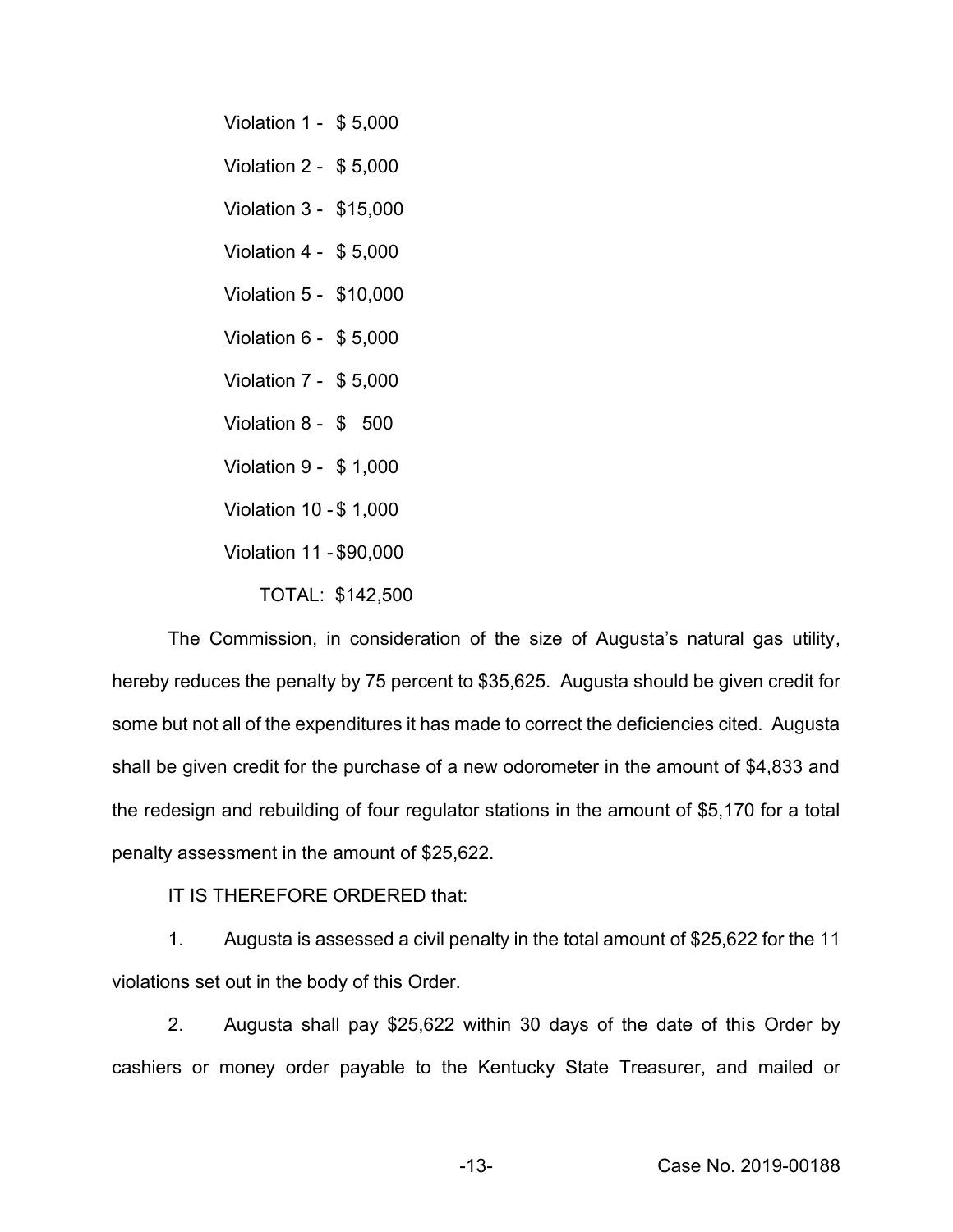Violation 1 - $ 5,000

Violation 2 - $ 5,000

Violation 3 - $15,000

Violation 4 - $ 5,000

Violation 5 - $10,000

Violation 6 - $ 5,000

Violation 7 - $ 5,000

Violation 8 - $ 500

Violation 9 - $ 1,000

Violation 10 - $ 1,000

Violation 11 - $90,000

TOTAL: $142,500

The Commission, in consideration of the size of Augusta's natural gas utility, hereby reduces the penalty by 75 percent to $35,625. Augusta should be given credit for some but not all of the expenditures it has made to correct the deficiencies cited. Augusta shall be given credit for the purchase of a new odorometer in the amount of $4,833 and the redesign and rebuilding of four regulator stations in the amount of $5,170 for a total penalty assessment in the amount of $25,622.

IT IS THEREFORE ORDERED that:

1. Augusta is assessed a civil penalty in the total amount of $25,622 for the 11 violations set out in the body of this Order.

2. Augusta shall pay $25,622 within 30 days of the date of this Order by cashiers or money order payable to the Kentucky State Treasurer, and mailed or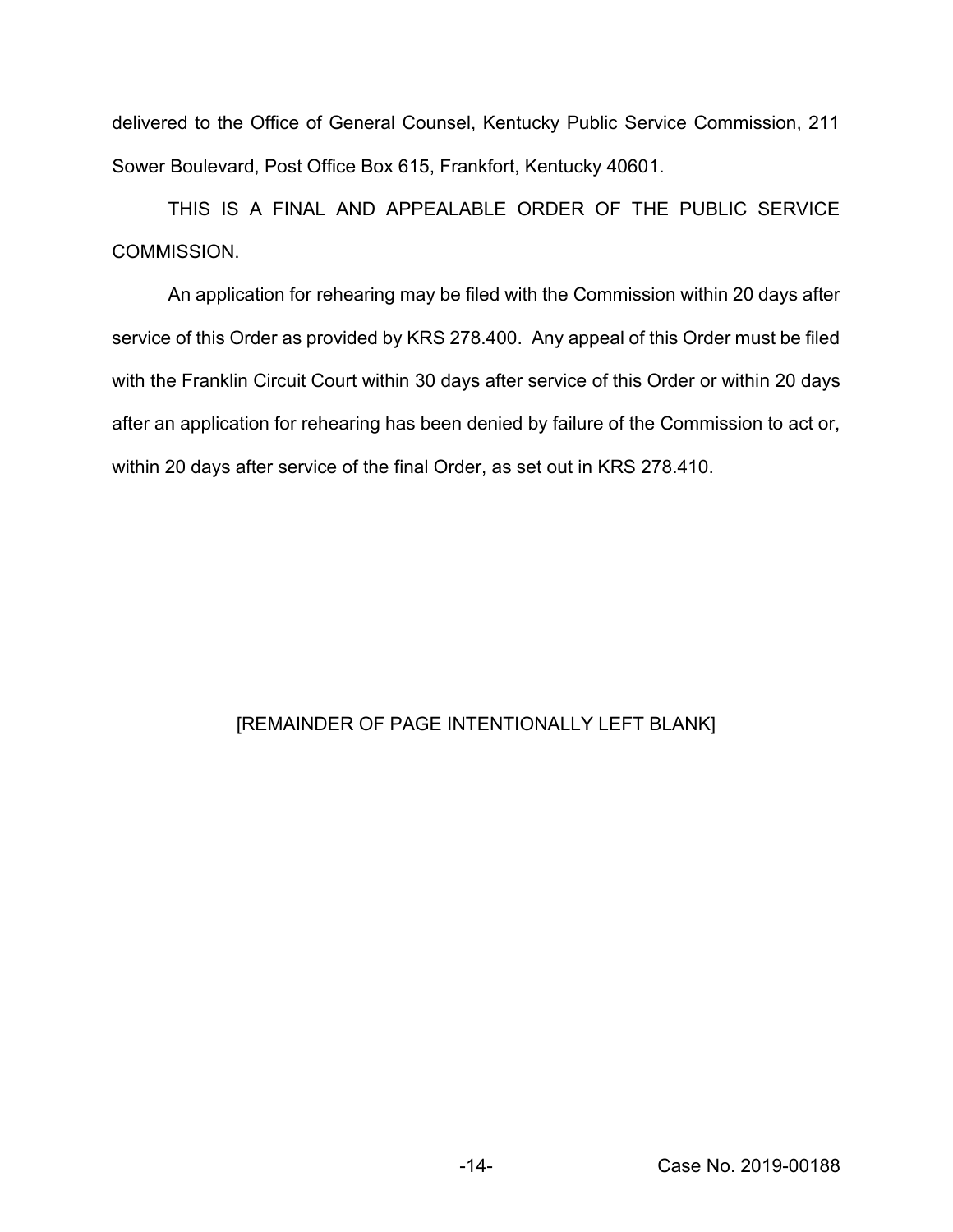delivered to the Office of General Counsel, Kentucky Public Service Commission, 211 Sower Boulevard, Post Office Box 615, Frankfort, Kentucky 40601.

THIS IS A FINAL AND APPEALABLE ORDER OF THE PUBLIC SERVICE COMMISSION.

An application for rehearing may be filed with the Commission within 20 days after service of this Order as provided by KRS 278.400. Any appeal of this Order must be filed with the Franklin Circuit Court within 30 days after service of this Order or within 20 days after an application for rehearing has been denied by failure of the Commission to act or, within 20 days after service of the final Order, as set out in KRS 278.410.

[REMAINDER OF PAGE INTENTIONALLY LEFT BLANK]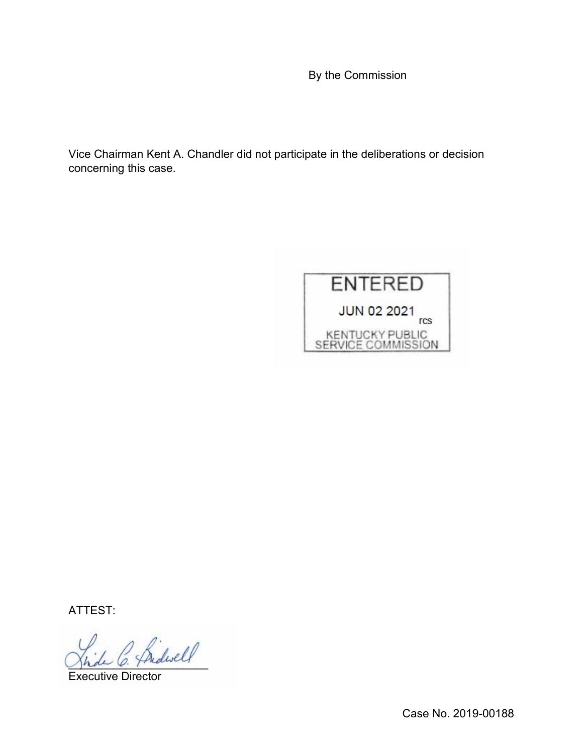By the Commission

Vice Chairman Kent A. Chandler did not participate in the deliberations or decision concerning this case.

ENTERED

JUN 02 2021

rcs

KENTUCKY PUBLIC SERVICE COMMISSION

ATTEST:

Executive Director

Case No. 2019-00188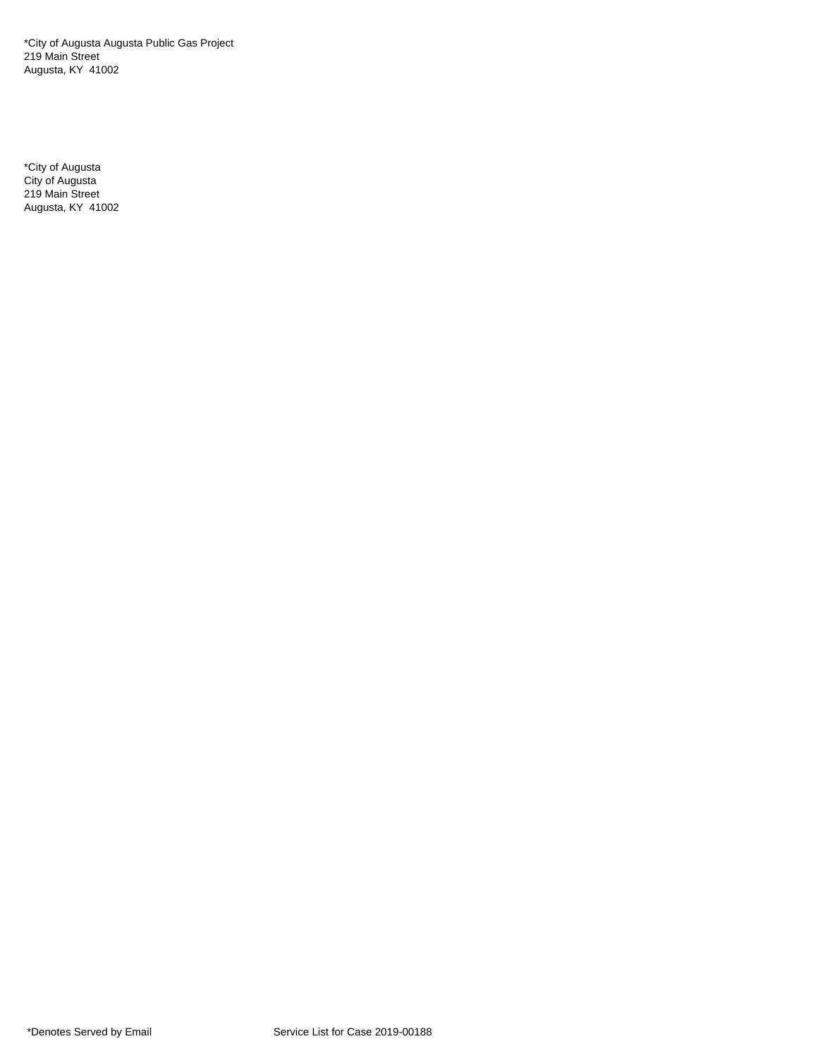*City of Augusta Augusta Public Gas Project
219 Main Street
Augusta, KY  41002

*City of Augusta
City of Augusta
219 Main Street
Augusta, KY  41002

*Denotes Served by Email

Service List for Case 2019-00188